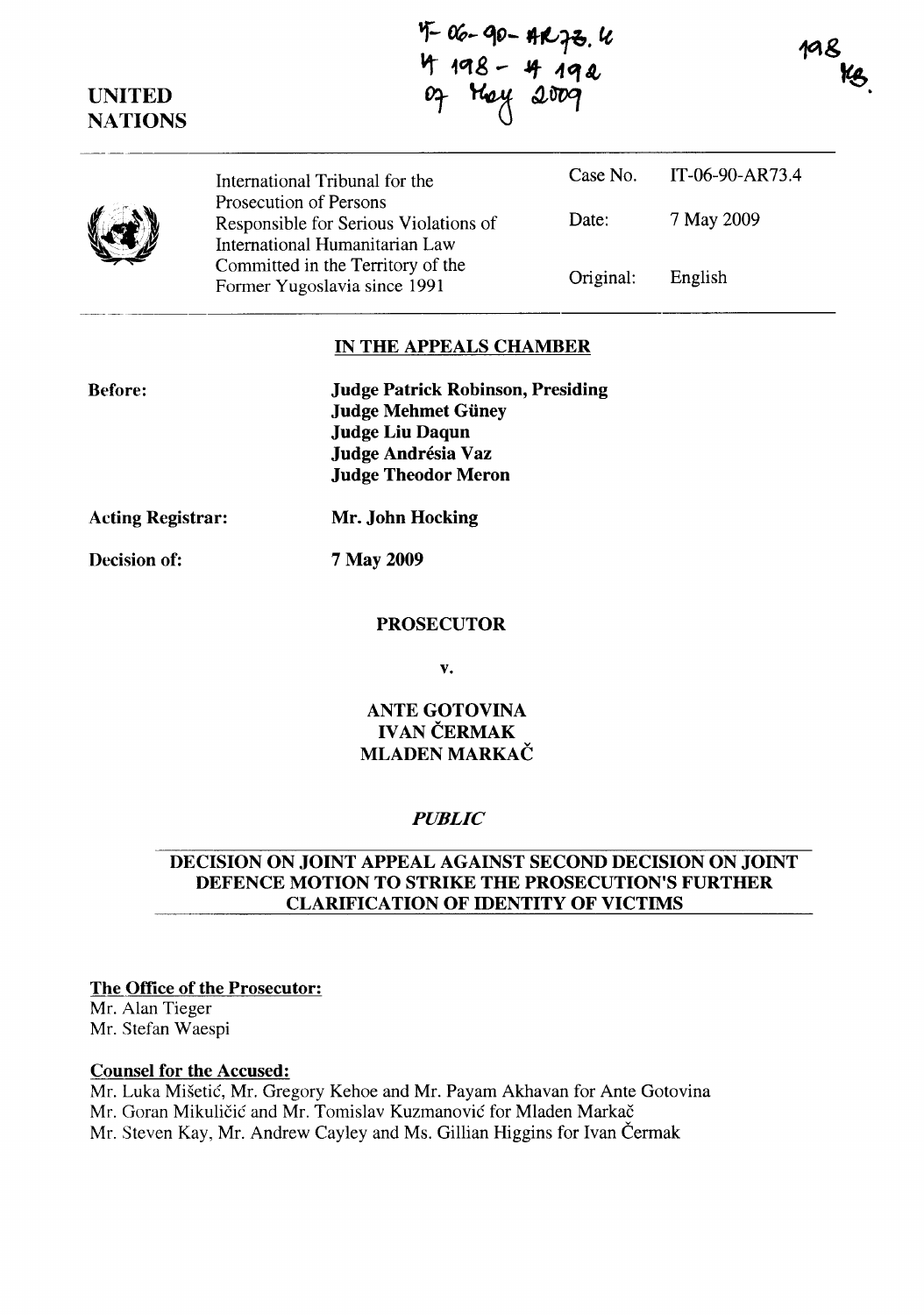IT-06-90-AR73.4
IT 198 - IT 192
07 May 2009

198 KB.

UNITED NATIONS

| International Tribunal for the Prosecution of Persons Responsible for Serious Violations of International Humanitarian Law Committed in the Territory of the Former Yugoslavia since 1991 | Case No. | IT-06-90-AR73.4 |
|---|---|---|
| | Date: | 7 May 2009 |
| | Original: | English |

## IN THE APPEALS CHAMBER

**Before:**

**Judge Patrick Robinson, Presiding**
**Judge Mehmet Güney**
**Judge Liu Daqun**
**Judge Andrésia Vaz**
**Judge Theodor Meron**

**Acting Registrar:** **Mr. John Hocking**

**Decision of:** **7 May 2009**

**PROSECUTOR**

**v.**

**ANTE GOTOVINA**
**IVAN ČERMAK**
**MLADEN MARKAČ**

***PUBLIC***

## DECISION ON JOINT APPEAL AGAINST SECOND DECISION ON JOINT DEFENCE MOTION TO STRIKE THE PROSECUTION'S FURTHER CLARIFICATION OF IDENTITY OF VICTIMS

**The Office of the Prosecutor:**
Mr. Alan Tieger
Mr. Stefan Waespi

**Counsel for the Accused:**
Mr. Luka Mišetić, Mr. Gregory Kehoe and Mr. Payam Akhavan for Ante Gotovina
Mr. Goran Mikuličić and Mr. Tomislav Kuzmanović for Mladen Markač
Mr. Steven Kay, Mr. Andrew Cayley and Ms. Gillian Higgins for Ivan Čermak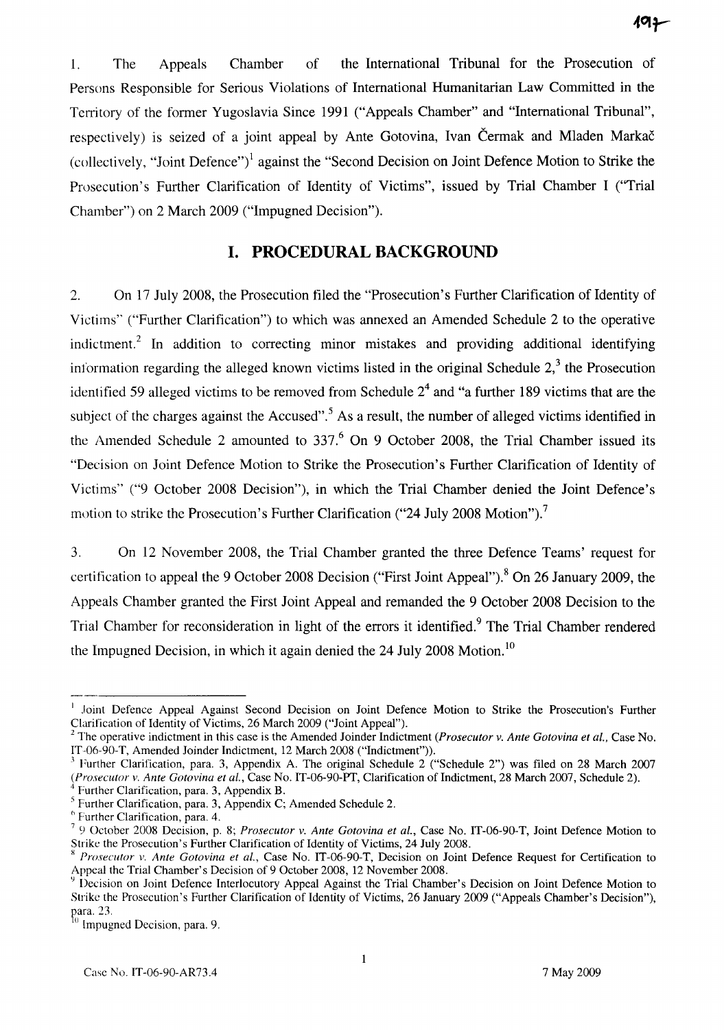1. The Appeals Chamber of the International Tribunal for the Prosecution of Persons Responsible for Serious Violations of International Humanitarian Law Committed in the Territory of the former Yugoslavia Since 1991 ("Appeals Chamber" and "International Tribunal", respectively) is seized of a joint appeal by Ante Gotovina, Ivan Čermak and Mladen Markač (collectively, "Joint Defence")[1] against the "Second Decision on Joint Defence Motion to Strike the Prosecution's Further Clarification of Identity of Victims", issued by Trial Chamber I ("Trial Chamber") on 2 March 2009 ("Impugned Decision").

## I. PROCEDURAL BACKGROUND

2. On 17 July 2008, the Prosecution filed the "Prosecution's Further Clarification of Identity of Victims" ("Further Clarification") to which was annexed an Amended Schedule 2 to the operative indictment.[2] In addition to correcting minor mistakes and providing additional identifying information regarding the alleged known victims listed in the original Schedule 2,[3] the Prosecution identified 59 alleged victims to be removed from Schedule 2[4] and "a further 189 victims that are the subject of the charges against the Accused".[5] As a result, the number of alleged victims identified in the Amended Schedule 2 amounted to 337.[6] On 9 October 2008, the Trial Chamber issued its "Decision on Joint Defence Motion to Strike the Prosecution's Further Clarification of Identity of Victims" ("9 October 2008 Decision"), in which the Trial Chamber denied the Joint Defence's motion to strike the Prosecution's Further Clarification ("24 July 2008 Motion").[7]

3. On 12 November 2008, the Trial Chamber granted the three Defence Teams' request for certification to appeal the 9 October 2008 Decision ("First Joint Appeal").[8] On 26 January 2009, the Appeals Chamber granted the First Joint Appeal and remanded the 9 October 2008 Decision to the Trial Chamber for reconsideration in light of the errors it identified.[9] The Trial Chamber rendered the Impugned Decision, in which it again denied the 24 July 2008 Motion.[10]

---

[1] Joint Defence Appeal Against Second Decision on Joint Defence Motion to Strike the Prosecution's Further Clarification of Identity of Victims, 26 March 2009 ("Joint Appeal").

[2] The operative indictment in this case is the Amended Joinder Indictment (*Prosecutor v. Ante Gotovina et al.*, Case No. IT-06-90-T, Amended Joinder Indictment, 12 March 2008 ("Indictment")).

[3] Further Clarification, para. 3, Appendix A. The original Schedule 2 ("Schedule 2") was filed on 28 March 2007 (*Prosecutor v. Ante Gotovina et al.*, Case No. IT-06-90-PT, Clarification of Indictment, 28 March 2007, Schedule 2).

[4] Further Clarification, para. 3, Appendix B.

[5] Further Clarification, para. 3, Appendix C; Amended Schedule 2.

[6] Further Clarification, para. 4.

[7] 9 October 2008 Decision, p. 8; *Prosecutor v. Ante Gotovina et al.*, Case No. IT-06-90-T, Joint Defence Motion to Strike the Prosecution's Further Clarification of Identity of Victims, 24 July 2008.

[8] *Prosecutor v. Ante Gotovina et al.*, Case No. IT-06-90-T, Decision on Joint Defence Request for Certification to Appeal the Trial Chamber's Decision of 9 October 2008, 12 November 2008.

[9] Decision on Joint Defence Interlocutory Appeal Against the Trial Chamber's Decision on Joint Defence Motion to Strike the Prosecution's Further Clarification of Identity of Victims, 26 January 2009 ("Appeals Chamber's Decision"), para. 23.

[10] Impugned Decision, para. 9.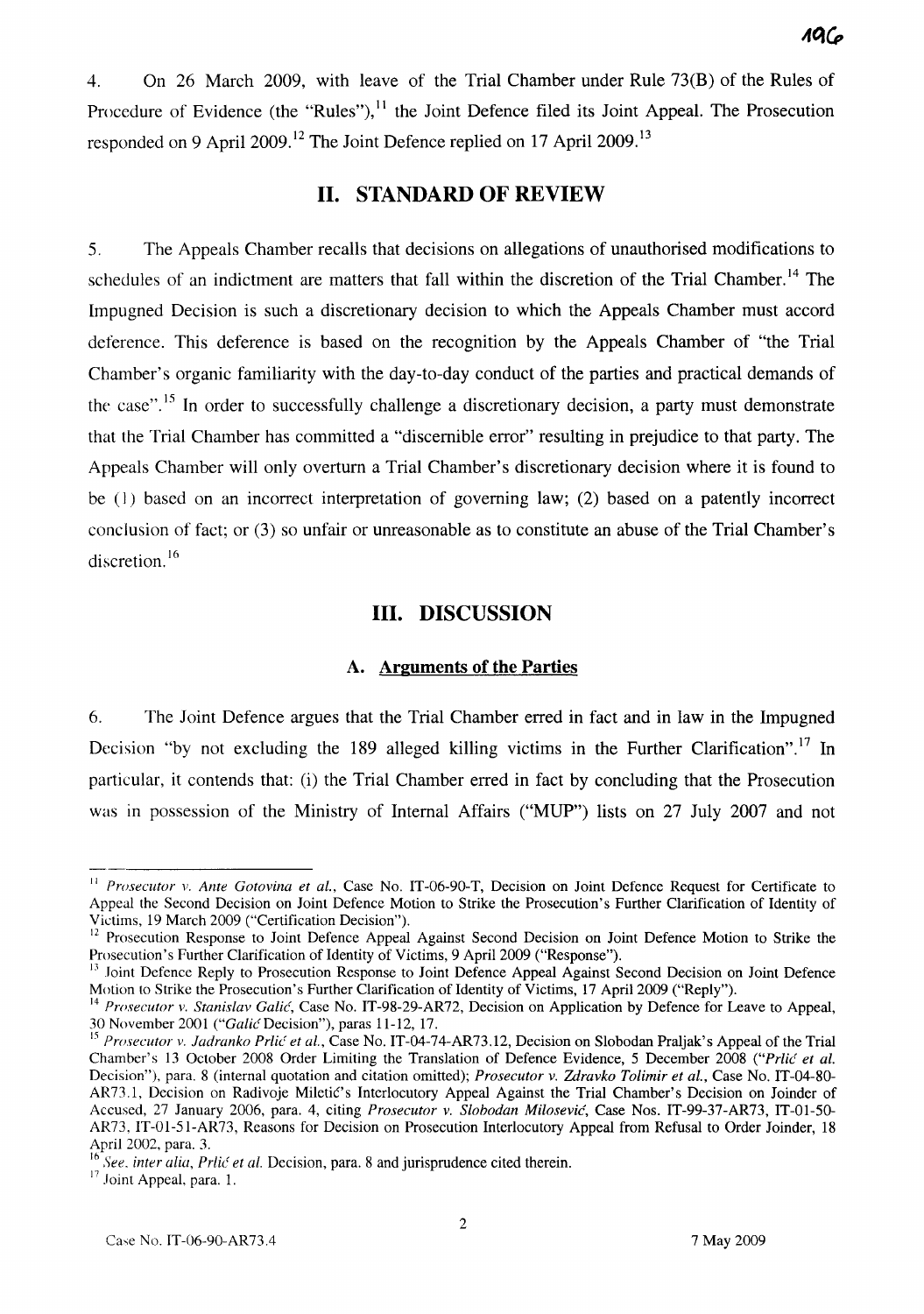4. On 26 March 2009, with leave of the Trial Chamber under Rule 73(B) of the Rules of Procedure of Evidence (the "Rules"),[11] the Joint Defence filed its Joint Appeal. The Prosecution responded on 9 April 2009.[12] The Joint Defence replied on 17 April 2009.[13]

## II. STANDARD OF REVIEW

5. The Appeals Chamber recalls that decisions on allegations of unauthorised modifications to schedules of an indictment are matters that fall within the discretion of the Trial Chamber.[14] The Impugned Decision is such a discretionary decision to which the Appeals Chamber must accord deference. This deference is based on the recognition by the Appeals Chamber of "the Trial Chamber's organic familiarity with the day-to-day conduct of the parties and practical demands of the case".[15] In order to successfully challenge a discretionary decision, a party must demonstrate that the Trial Chamber has committed a "discernible error" resulting in prejudice to that party. The Appeals Chamber will only overturn a Trial Chamber's discretionary decision where it is found to be (1) based on an incorrect interpretation of governing law; (2) based on a patently incorrect conclusion of fact; or (3) so unfair or unreasonable as to constitute an abuse of the Trial Chamber's discretion.[16]

## III. DISCUSSION

### A. Arguments of the Parties

6. The Joint Defence argues that the Trial Chamber erred in fact and in law in the Impugned Decision "by not excluding the 189 alleged killing victims in the Further Clarification".[17] In particular, it contends that: (i) the Trial Chamber erred in fact by concluding that the Prosecution was in possession of the Ministry of Internal Affairs ("MUP") lists on 27 July 2007 and not

---

[11] *Prosecutor v. Ante Gotovina et al.*, Case No. IT-06-90-T, Decision on Joint Defence Request for Certificate to Appeal the Second Decision on Joint Defence Motion to Strike the Prosecution's Further Clarification of Identity of Victims, 19 March 2009 ("Certification Decision").

[12] Prosecution Response to Joint Defence Appeal Against Second Decision on Joint Defence Motion to Strike the Prosecution's Further Clarification of Identity of Victims, 9 April 2009 ("Response").

[13] Joint Defence Reply to Prosecution Response to Joint Defence Appeal Against Second Decision on Joint Defence Motion to Strike the Prosecution's Further Clarification of Identity of Victims, 17 April 2009 ("Reply").

[14] *Prosecutor v. Stanislav Galić*, Case No. IT-98-29-AR72, Decision on Application by Defence for Leave to Appeal, 30 November 2001 ("*Galić* Decision"), paras 11-12, 17.

[15] *Prosecutor v. Jadranko Prlić et al.*, Case No. IT-04-74-AR73.12, Decision on Slobodan Praljak's Appeal of the Trial Chamber's 13 October 2008 Order Limiting the Translation of Defence Evidence, 5 December 2008 ("*Prlić et al.* Decision"), para. 8 (internal quotation and citation omitted); *Prosecutor v. Zdravko Tolimir et al.*, Case No. IT-04-80-AR73.1, Decision on Radivoje Miletić's Interlocutory Appeal Against the Trial Chamber's Decision on Joinder of Accused, 27 January 2006, para. 4, citing *Prosecutor v. Slobodan Milosević*, Case Nos. IT-99-37-AR73, IT-01-50-AR73, IT-01-51-AR73, Reasons for Decision on Prosecution Interlocutory Appeal from Refusal to Order Joinder, 18 April 2002, para. 3.

[16] *See*, *inter alia*, *Prlić et al.* Decision, para. 8 and jurisprudence cited therein.

[17] Joint Appeal, para. 1.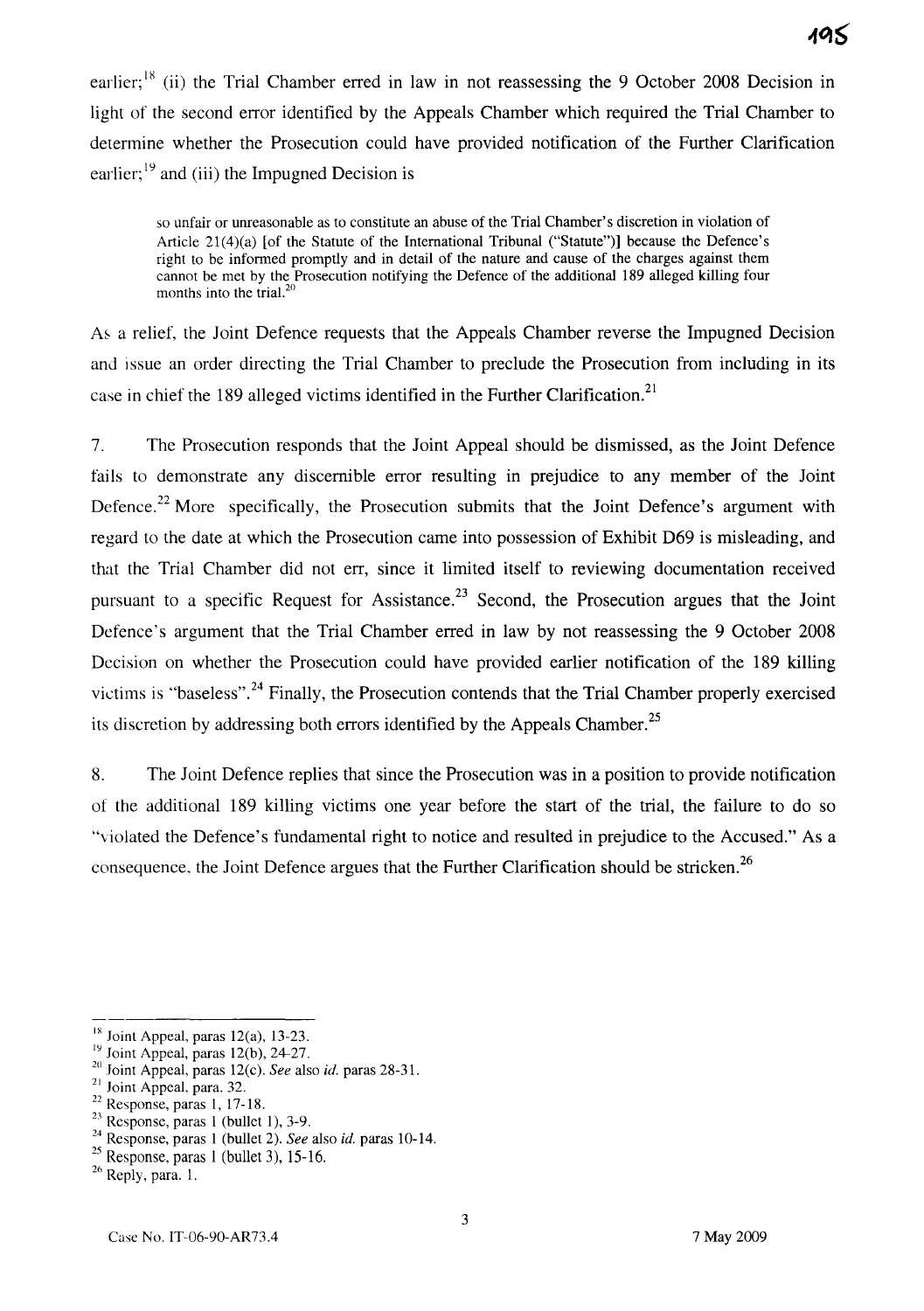earlier;[18] (ii) the Trial Chamber erred in law in not reassessing the 9 October 2008 Decision in light of the second error identified by the Appeals Chamber which required the Trial Chamber to determine whether the Prosecution could have provided notification of the Further Clarification earlier;[19] and (iii) the Impugned Decision is

> so unfair or unreasonable as to constitute an abuse of the Trial Chamber's discretion in violation of Article 21(4)(a) [of the Statute of the International Tribunal ("Statute")] because the Defence's right to be informed promptly and in detail of the nature and cause of the charges against them cannot be met by the Prosecution notifying the Defence of the additional 189 alleged killing four months into the trial.[20]

As a relief, the Joint Defence requests that the Appeals Chamber reverse the Impugned Decision and issue an order directing the Trial Chamber to preclude the Prosecution from including in its case in chief the 189 alleged victims identified in the Further Clarification.[21]

7. The Prosecution responds that the Joint Appeal should be dismissed, as the Joint Defence fails to demonstrate any discernible error resulting in prejudice to any member of the Joint Defence.[22] More specifically, the Prosecution submits that the Joint Defence's argument with regard to the date at which the Prosecution came into possession of Exhibit D69 is misleading, and that the Trial Chamber did not err, since it limited itself to reviewing documentation received pursuant to a specific Request for Assistance.[23] Second, the Prosecution argues that the Joint Defence's argument that the Trial Chamber erred in law by not reassessing the 9 October 2008 Decision on whether the Prosecution could have provided earlier notification of the 189 killing victims is "baseless".[24] Finally, the Prosecution contends that the Trial Chamber properly exercised its discretion by addressing both errors identified by the Appeals Chamber.[25]

8. The Joint Defence replies that since the Prosecution was in a position to provide notification of the additional 189 killing victims one year before the start of the trial, the failure to do so "violated the Defence's fundamental right to notice and resulted in prejudice to the Accused." As a consequence, the Joint Defence argues that the Further Clarification should be stricken.[26]

---

[18] Joint Appeal, paras 12(a), 13-23.

[19] Joint Appeal, paras 12(b), 24-27.

[20] Joint Appeal, paras 12(c). *See* also *id.* paras 28-31.

[21] Joint Appeal, para. 32.

[22] Response, paras 1, 17-18.

[23] Response, paras 1 (bullet 1), 3-9.

[24] Response, paras 1 (bullet 2). *See* also *id.* paras 10-14.

[25] Response, paras 1 (bullet 3), 15-16.

[26] Reply, para. 1.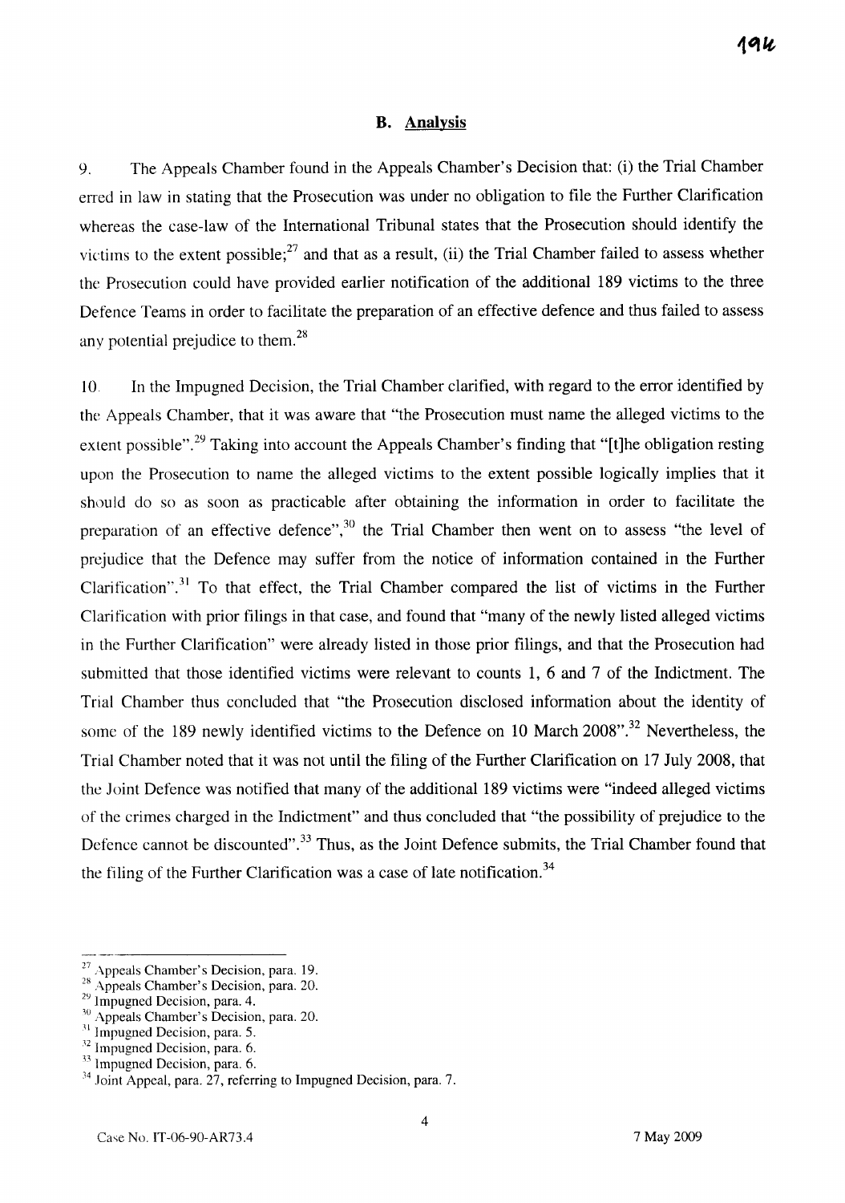## B. Analysis

9. The Appeals Chamber found in the Appeals Chamber's Decision that: (i) the Trial Chamber erred in law in stating that the Prosecution was under no obligation to file the Further Clarification whereas the case-law of the International Tribunal states that the Prosecution should identify the victims to the extent possible;[27] and that as a result, (ii) the Trial Chamber failed to assess whether the Prosecution could have provided earlier notification of the additional 189 victims to the three Defence Teams in order to facilitate the preparation of an effective defence and thus failed to assess any potential prejudice to them.[28]

10. In the Impugned Decision, the Trial Chamber clarified, with regard to the error identified by the Appeals Chamber, that it was aware that "the Prosecution must name the alleged victims to the extent possible".[29] Taking into account the Appeals Chamber's finding that "[t]he obligation resting upon the Prosecution to name the alleged victims to the extent possible logically implies that it should do so as soon as practicable after obtaining the information in order to facilitate the preparation of an effective defence",[30] the Trial Chamber then went on to assess "the level of prejudice that the Defence may suffer from the notice of information contained in the Further Clarification".[31] To that effect, the Trial Chamber compared the list of victims in the Further Clarification with prior filings in that case, and found that "many of the newly listed alleged victims in the Further Clarification" were already listed in those prior filings, and that the Prosecution had submitted that those identified victims were relevant to counts 1, 6 and 7 of the Indictment. The Trial Chamber thus concluded that "the Prosecution disclosed information about the identity of some of the 189 newly identified victims to the Defence on 10 March 2008".[32] Nevertheless, the Trial Chamber noted that it was not until the filing of the Further Clarification on 17 July 2008, that the Joint Defence was notified that many of the additional 189 victims were "indeed alleged victims of the crimes charged in the Indictment" and thus concluded that "the possibility of prejudice to the Defence cannot be discounted".[33] Thus, as the Joint Defence submits, the Trial Chamber found that the filing of the Further Clarification was a case of late notification.[34]

---

[27] Appeals Chamber's Decision, para. 19.
[28] Appeals Chamber's Decision, para. 20.
[29] Impugned Decision, para. 4.
[30] Appeals Chamber's Decision, para. 20.
[31] Impugned Decision, para. 5.
[32] Impugned Decision, para. 6.
[33] Impugned Decision, para. 6.
[34] Joint Appeal, para. 27, referring to Impugned Decision, para. 7.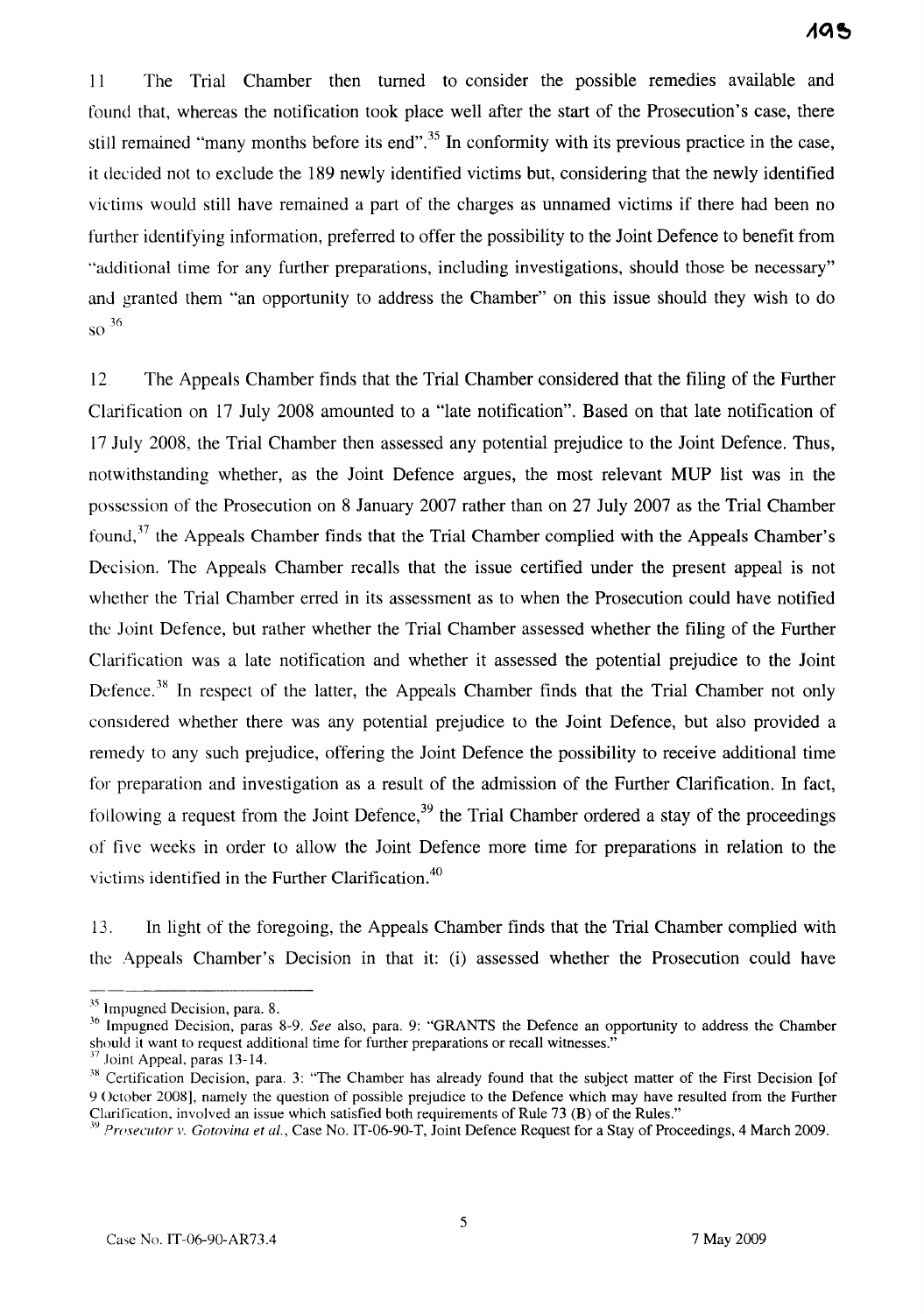11 The Trial Chamber then turned to consider the possible remedies available and found that, whereas the notification took place well after the start of the Prosecution's case, there still remained "many months before its end".[35] In conformity with its previous practice in the case, it decided not to exclude the 189 newly identified victims but, considering that the newly identified victims would still have remained a part of the charges as unnamed victims if there had been no further identifying information, preferred to offer the possibility to the Joint Defence to benefit from "additional time for any further preparations, including investigations, should those be necessary" and granted them "an opportunity to address the Chamber" on this issue should they wish to do so.[36]

12. The Appeals Chamber finds that the Trial Chamber considered that the filing of the Further Clarification on 17 July 2008 amounted to a "late notification". Based on that late notification of 17 July 2008, the Trial Chamber then assessed any potential prejudice to the Joint Defence. Thus, notwithstanding whether, as the Joint Defence argues, the most relevant MUP list was in the possession of the Prosecution on 8 January 2007 rather than on 27 July 2007 as the Trial Chamber found,[37] the Appeals Chamber finds that the Trial Chamber complied with the Appeals Chamber's Decision. The Appeals Chamber recalls that the issue certified under the present appeal is not whether the Trial Chamber erred in its assessment as to when the Prosecution could have notified the Joint Defence, but rather whether the Trial Chamber assessed whether the filing of the Further Clarification was a late notification and whether it assessed the potential prejudice to the Joint Defence.[38] In respect of the latter, the Appeals Chamber finds that the Trial Chamber not only considered whether there was any potential prejudice to the Joint Defence, but also provided a remedy to any such prejudice, offering the Joint Defence the possibility to receive additional time for preparation and investigation as a result of the admission of the Further Clarification. In fact, following a request from the Joint Defence,[39] the Trial Chamber ordered a stay of the proceedings of five weeks in order to allow the Joint Defence more time for preparations in relation to the victims identified in the Further Clarification.[40]

13. In light of the foregoing, the Appeals Chamber finds that the Trial Chamber complied with the Appeals Chamber's Decision in that it: (i) assessed whether the Prosecution could have

---

[35] Impugned Decision, para. 8.

[36] Impugned Decision, paras 8-9. *See* also, para. 9: "GRANTS the Defence an opportunity to address the Chamber should it want to request additional time for further preparations or recall witnesses."

[37] Joint Appeal, paras 13-14.

[38] Certification Decision, para. 3: "The Chamber has already found that the subject matter of the First Decision [of 9 October 2008], namely the question of possible prejudice to the Defence which may have resulted from the Further Clarification, involved an issue which satisfied both requirements of Rule 73 (B) of the Rules."

[39] *Prosecutor v. Gotovina et al.*, Case No. IT-06-90-T, Joint Defence Request for a Stay of Proceedings, 4 March 2009.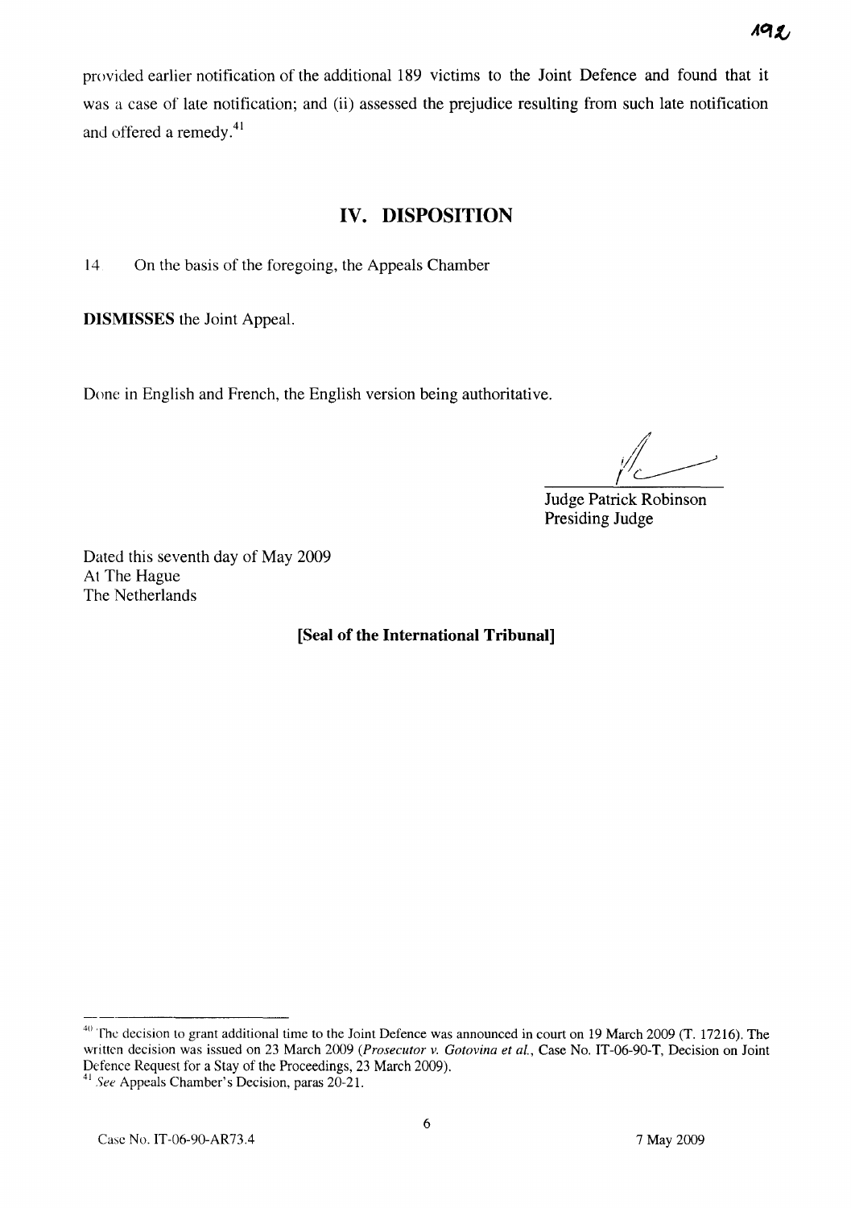provided earlier notification of the additional 189 victims to the Joint Defence and found that it was a case of late notification; and (ii) assessed the prejudice resulting from such late notification and offered a remedy.[41]

## IV. DISPOSITION

14. On the basis of the foregoing, the Appeals Chamber

**DISMISSES** the Joint Appeal.

Done in English and French, the English version being authoritative.

Judge Patrick Robinson
Presiding Judge

Dated this seventh day of May 2009
At The Hague
The Netherlands

**[Seal of the International Tribunal]**

---

[40] The decision to grant additional time to the Joint Defence was announced in court on 19 March 2009 (T. 17216). The written decision was issued on 23 March 2009 (*Prosecutor v. Gotovina et al.*, Case No. IT-06-90-T, Decision on Joint Defence Request for a Stay of the Proceedings, 23 March 2009).

[41] *See* Appeals Chamber's Decision, paras 20-21.